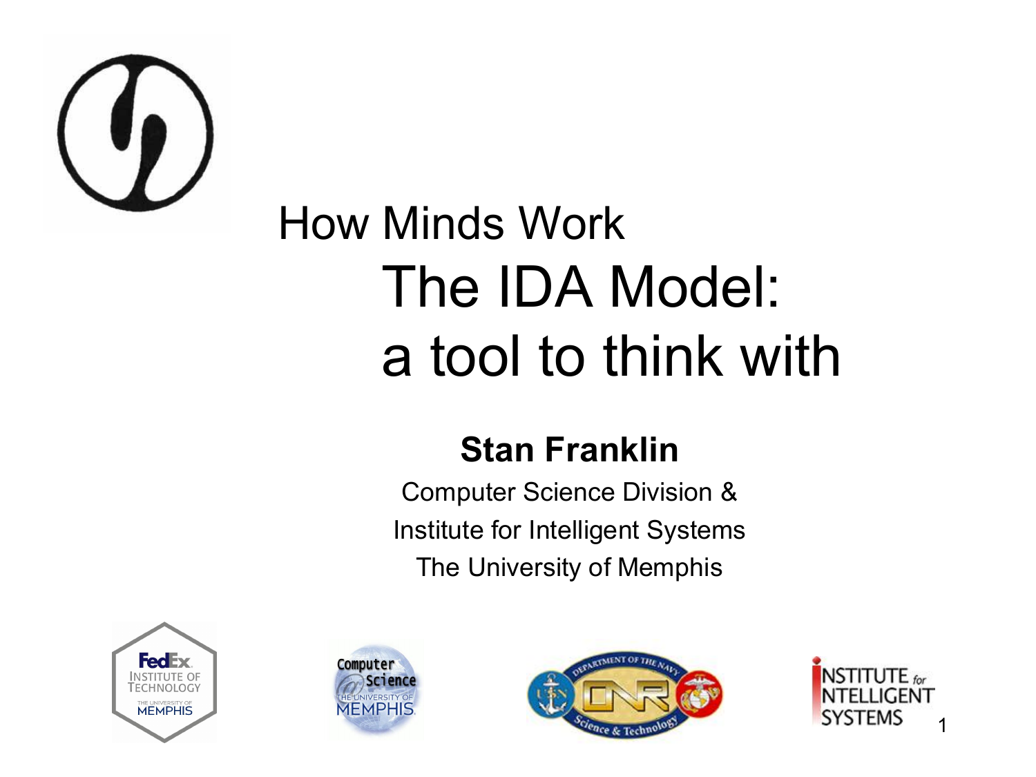# How Minds Work

## The IDA Model: a tool to think with

**Stan Franklin**

Computer Science Division &

Institute for Intelligent Systems

The University of Memphis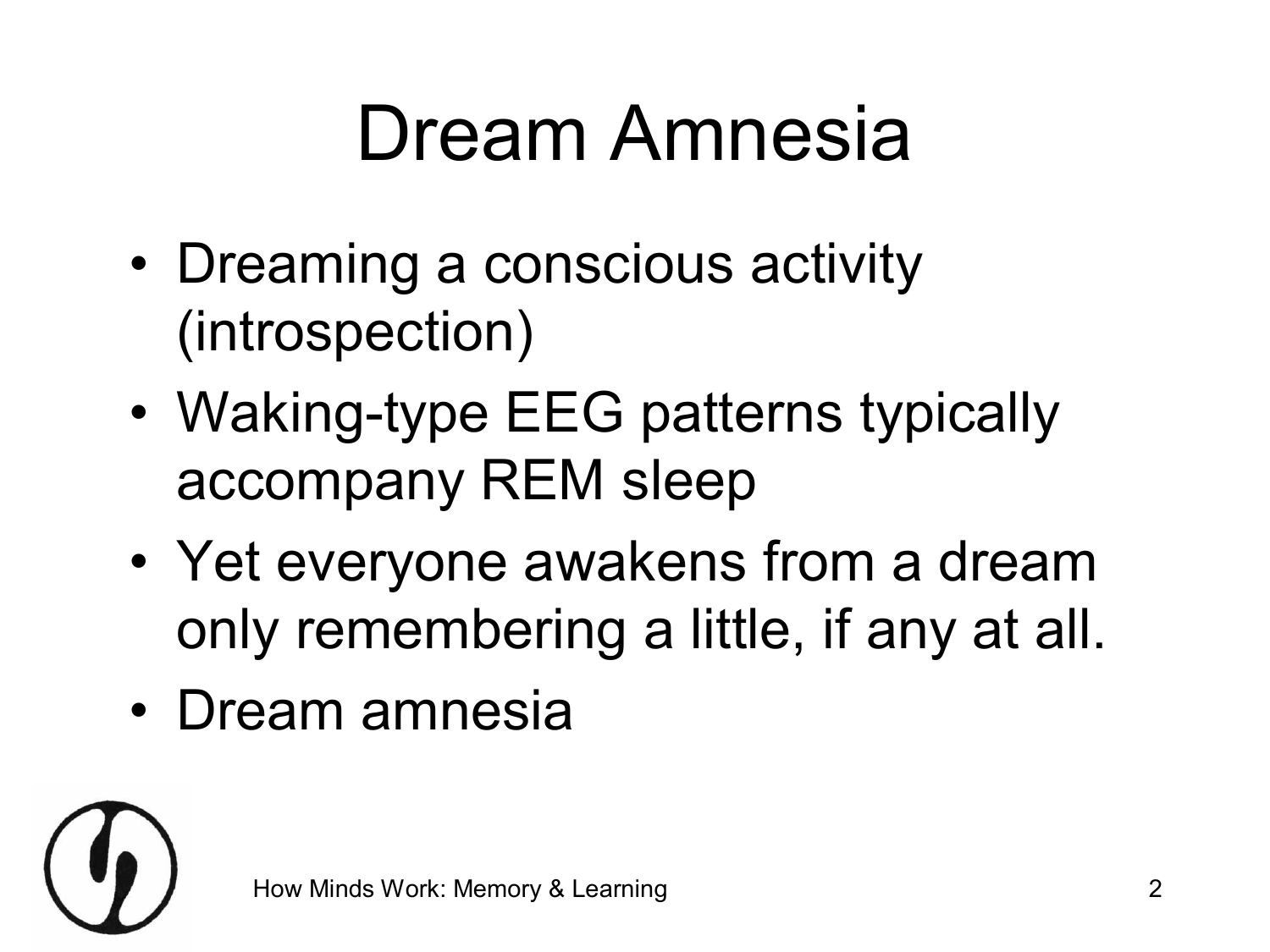# Dream Amnesia

- Dreaming a conscious activity (introspection)
- Waking-type EEG patterns typically accompany REM sleep
- Yet everyone awakens from a dream only remembering a little, if any at all.
- Dream amnesia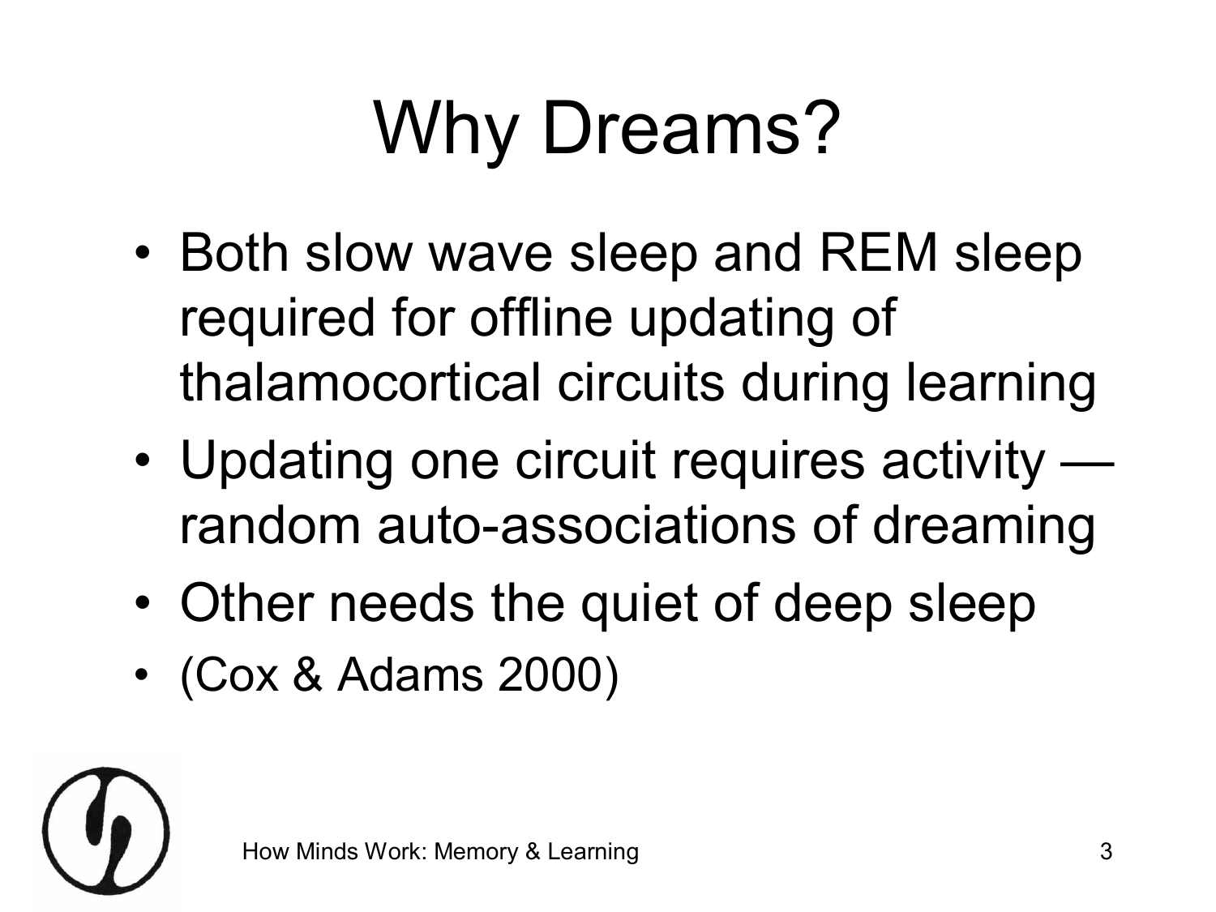# Why Dreams?

- Both slow wave sleep and REM sleep required for offline updating of thalamocortical circuits during learning
- Updating one circuit requires activity — random auto-associations of dreaming
- Other needs the quiet of deep sleep
- (Cox & Adams 2000)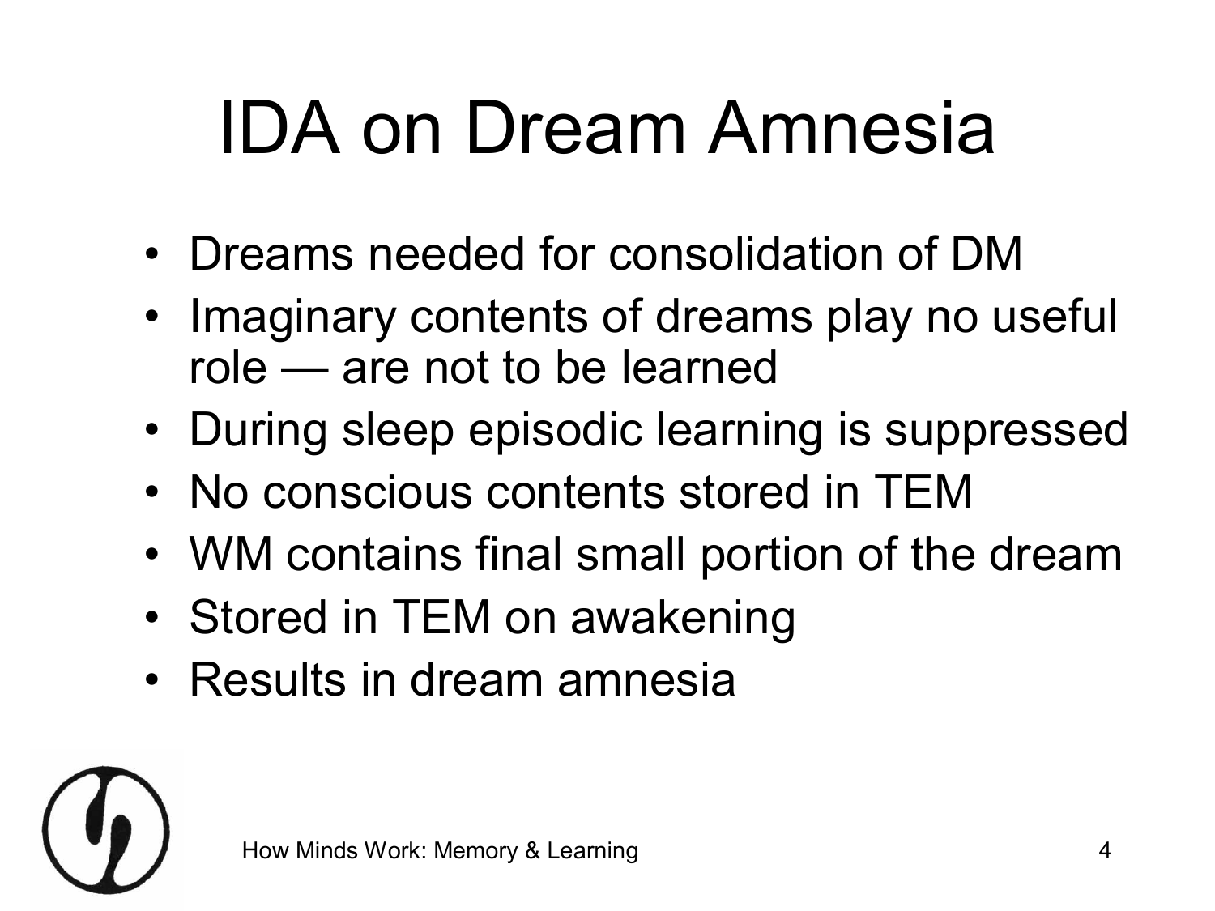# IDA on Dream Amnesia

- Dreams needed for consolidation of DM
- Imaginary contents of dreams play no useful role — are not to be learned
- During sleep episodic learning is suppressed
- No conscious contents stored in TEM
- WM contains final small portion of the dream
- Stored in TEM on awakening
- Results in dream amnesia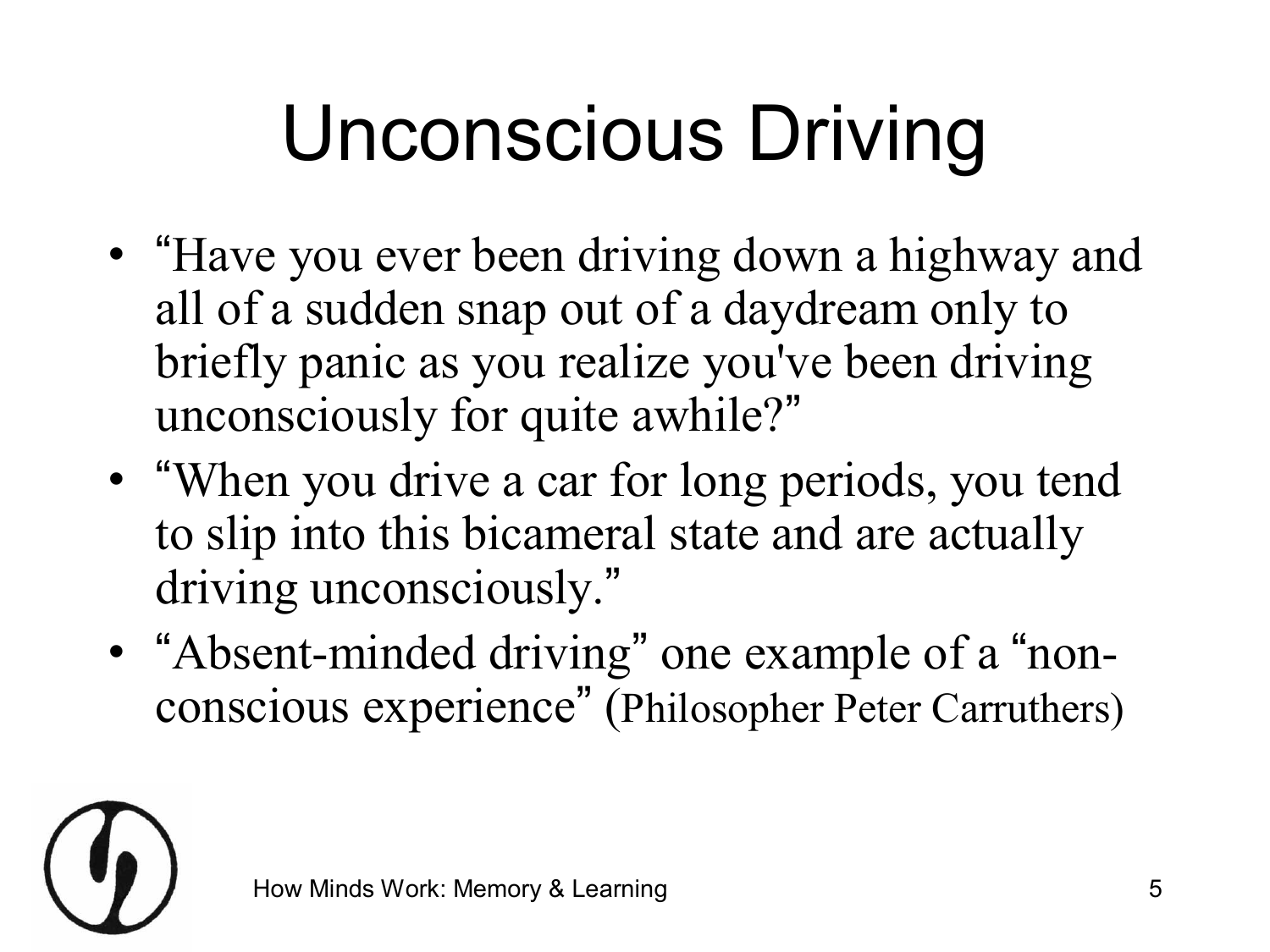# Unconscious Driving

- "Have you ever been driving down a highway and all of a sudden snap out of a daydream only to briefly panic as you realize you've been driving unconsciously for quite awhile?"
- "When you drive a car for long periods, you tend to slip into this bicameral state and are actually driving unconsciously."
- "Absent-minded driving" one example of a "non-conscious experience" (Philosopher Peter Carruthers)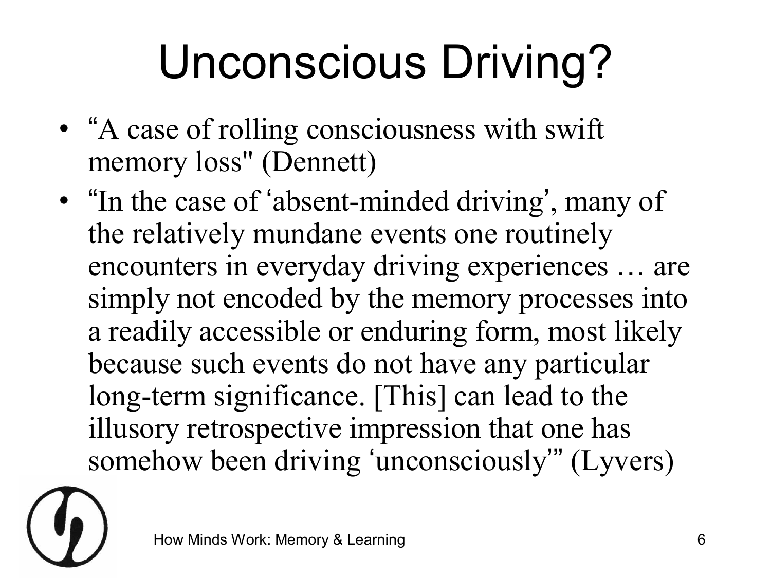# Unconscious Driving?

- "A case of rolling consciousness with swift memory loss" (Dennett)
- "In the case of 'absent-minded driving', many of the relatively mundane events one routinely encounters in everyday driving experiences … are simply not encoded by the memory processes into a readily accessible or enduring form, most likely because such events do not have any particular long-term significance. [This] can lead to the illusory retrospective impression that one has somehow been driving 'unconsciously'" (Lyvers)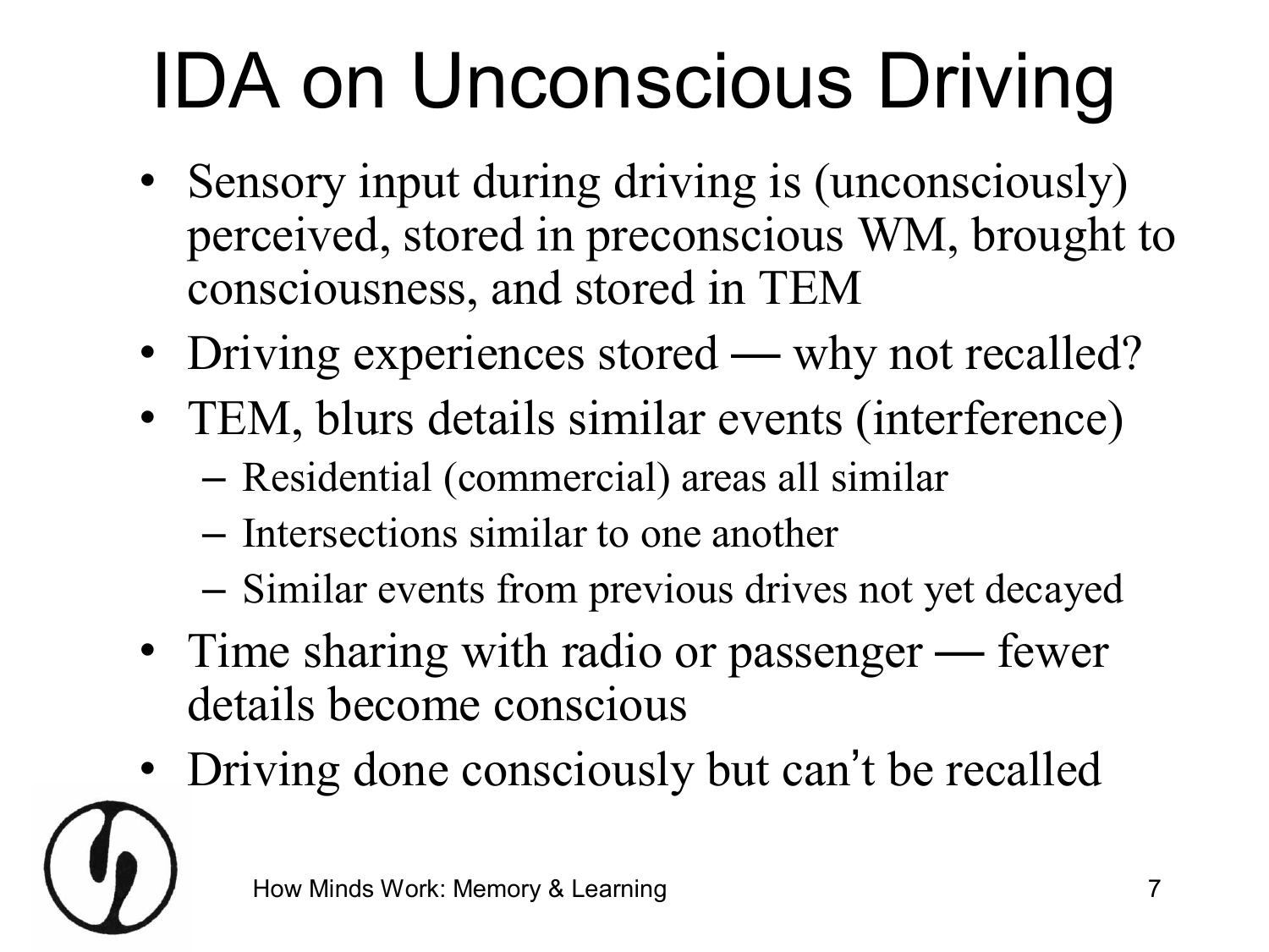# IDA on Unconscious Driving

- Sensory input during driving is (unconsciously) perceived, stored in preconscious WM, brought to consciousness, and stored in TEM
- Driving experiences stored — why not recalled?
- TEM, blurs details similar events (interference)
  - Residential (commercial) areas all similar
  - Intersections similar to one another
  - Similar events from previous drives not yet decayed
- Time sharing with radio or passenger — fewer details become conscious
- Driving done consciously but can't be recalled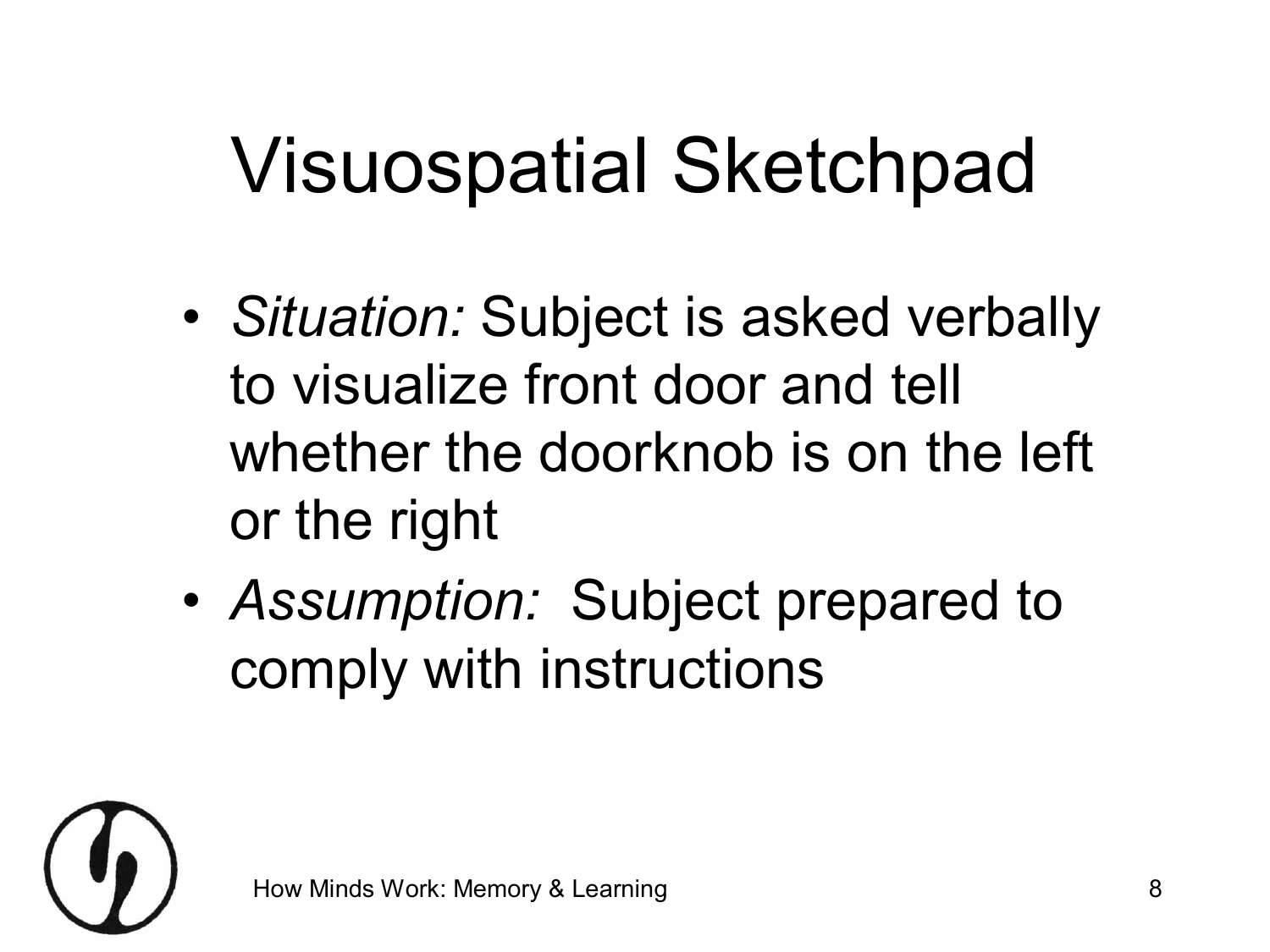# Visuospatial Sketchpad

- *Situation:* Subject is asked verbally to visualize front door and tell whether the doorknob is on the left or the right
- *Assumption:* Subject prepared to comply with instructions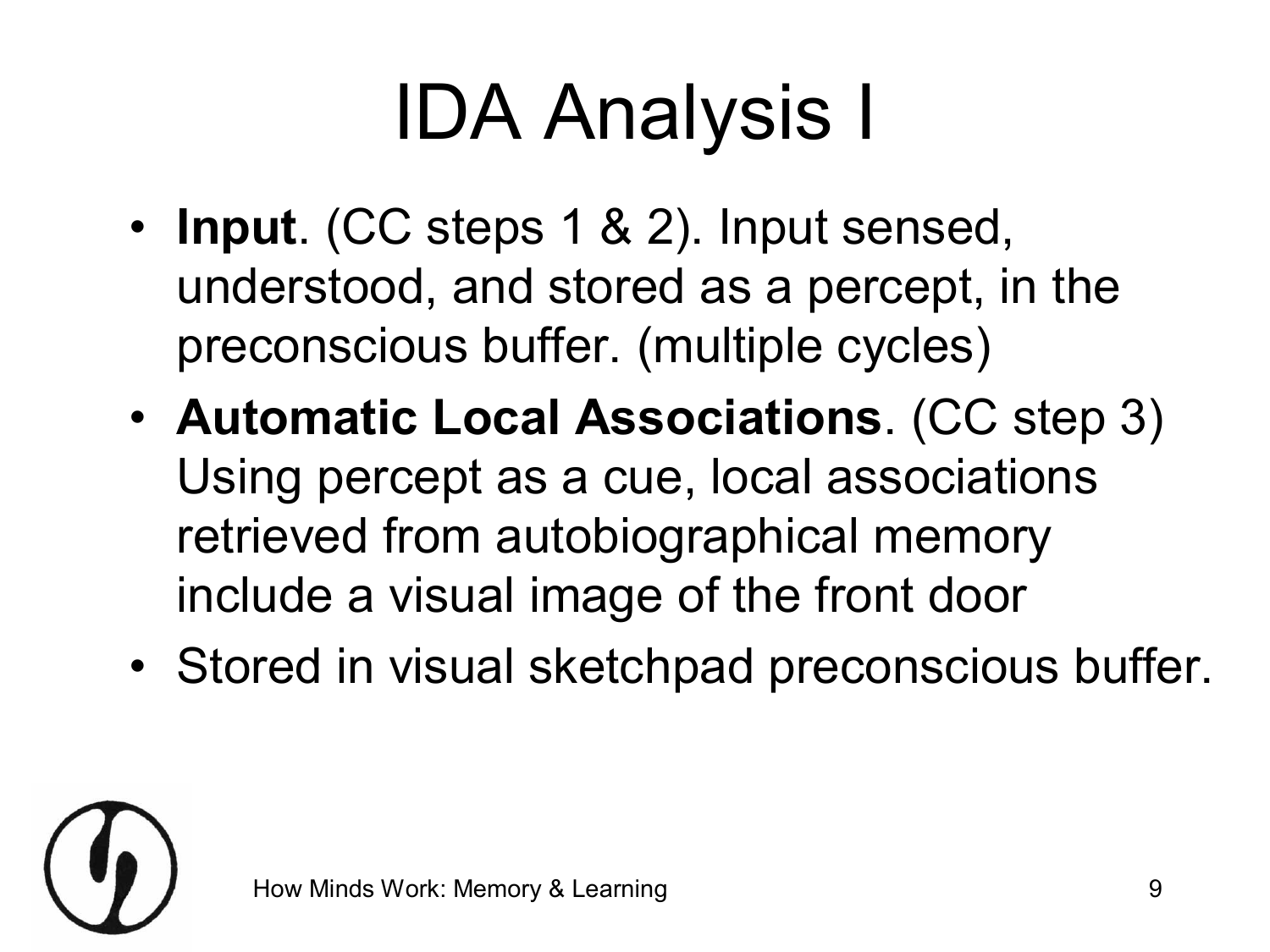# IDA Analysis I

- **Input**. (CC steps 1 & 2). Input sensed, understood, and stored as a percept, in the preconscious buffer. (multiple cycles)
- **Automatic Local Associations**. (CC step 3) Using percept as a cue, local associations retrieved from autobiographical memory include a visual image of the front door
- Stored in visual sketchpad preconscious buffer.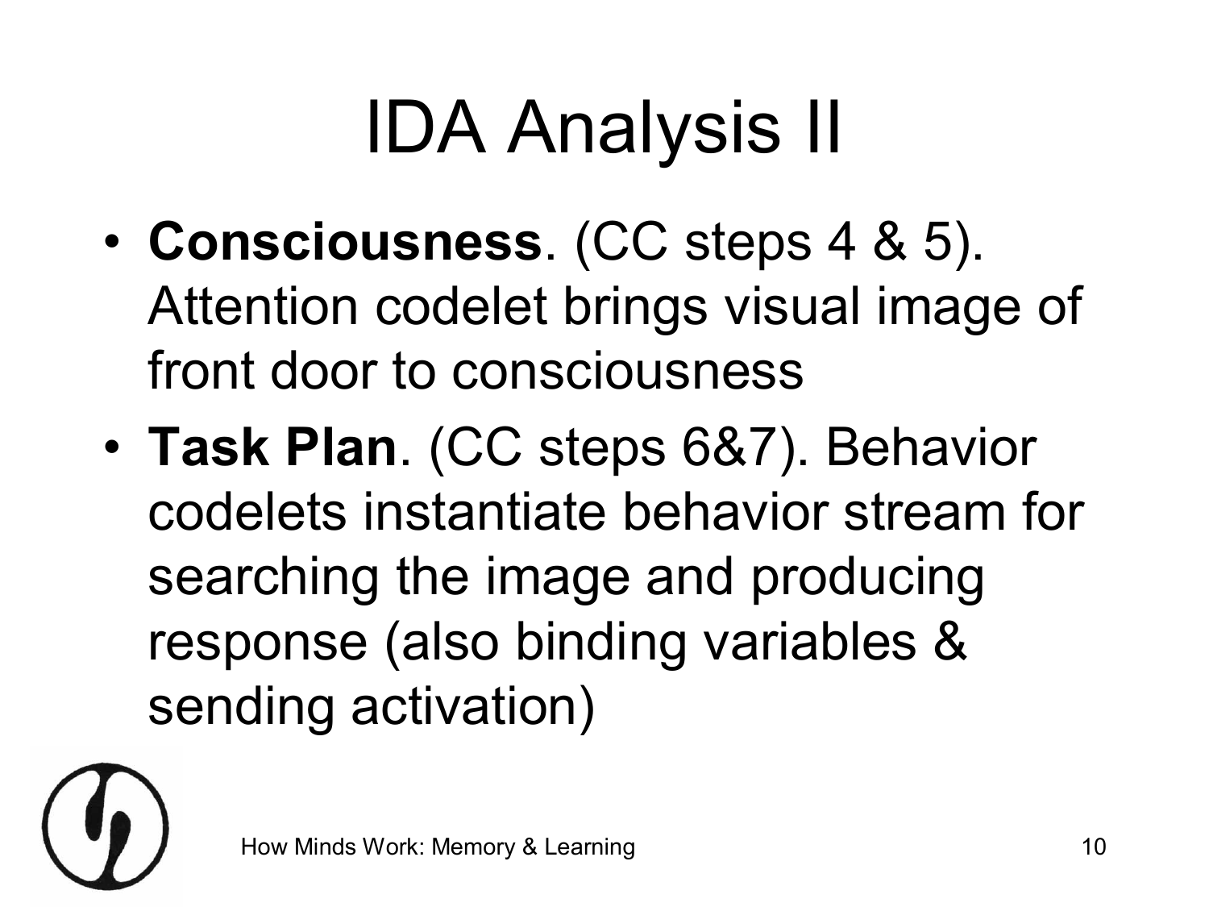# IDA Analysis II

- **Consciousness**. (CC steps 4 & 5). Attention codelet brings visual image of front door to consciousness
- **Task Plan**. (CC steps 6&7). Behavior codelets instantiate behavior stream for searching the image and producing response (also binding variables & sending activation)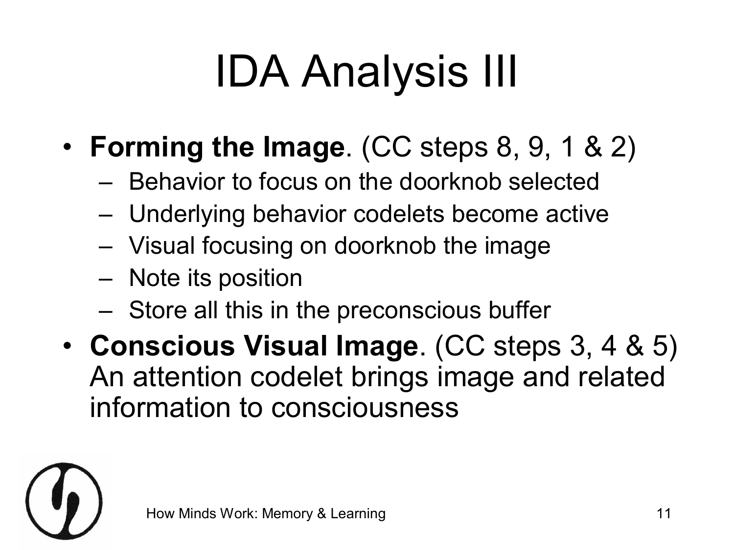# IDA Analysis III

- **Forming the Image**. (CC steps 8, 9, 1 & 2)
  - Behavior to focus on the doorknob selected
  - Underlying behavior codelets become active
  - Visual focusing on doorknob the image
  - Note its position
  - Store all this in the preconscious buffer
- **Conscious Visual Image**. (CC steps 3, 4 & 5) An attention codelet brings image and related information to consciousness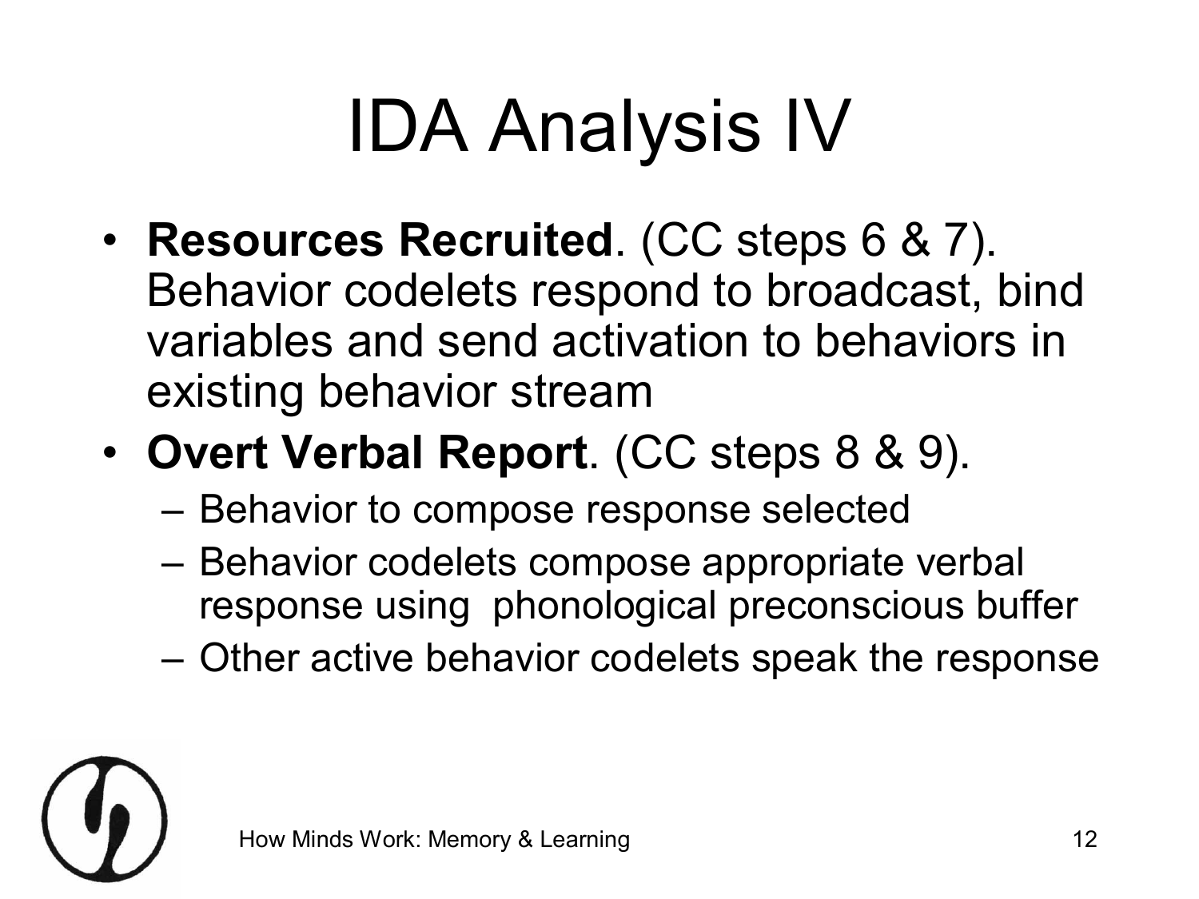# IDA Analysis IV

- **Resources Recruited**. (CC steps 6 & 7). Behavior codelets respond to broadcast, bind variables and send activation to behaviors in existing behavior stream
- **Overt Verbal Report**. (CC steps 8 & 9).
  - Behavior to compose response selected
  - Behavior codelets compose appropriate verbal response using phonological preconscious buffer
  - Other active behavior codelets speak the response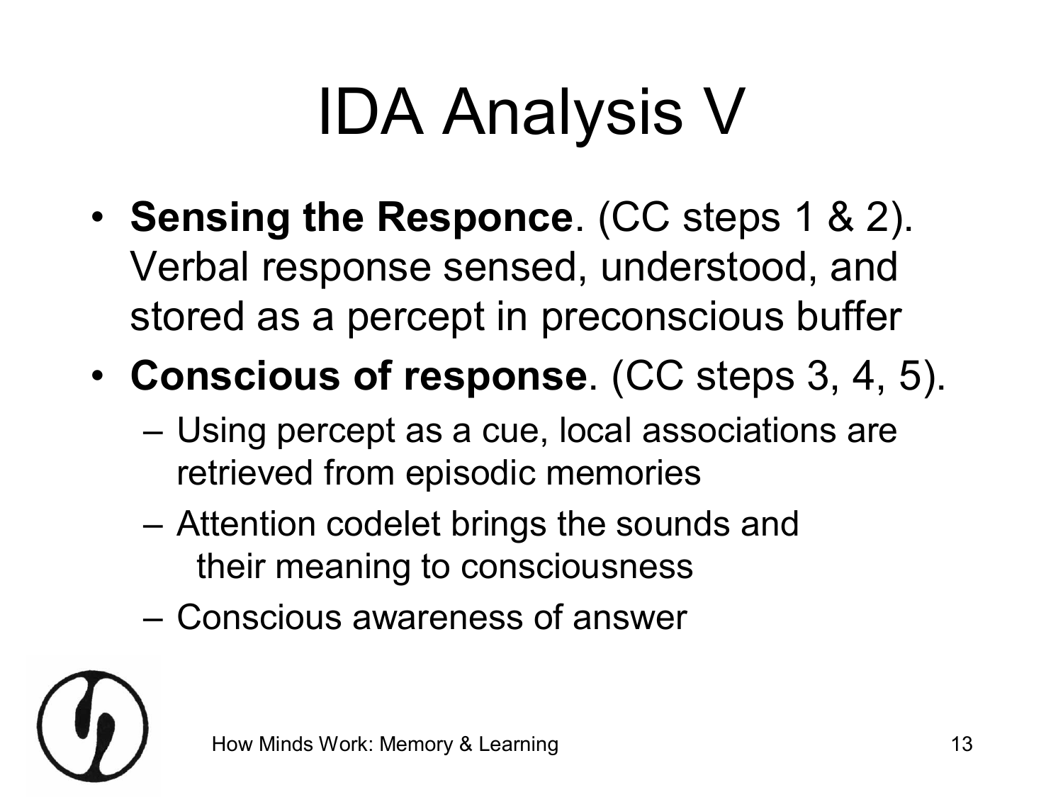# IDA Analysis V

- **Sensing the Responce**. (CC steps 1 & 2). Verbal response sensed, understood, and stored as a percept in preconscious buffer
- **Conscious of response**. (CC steps 3, 4, 5).
  - Using percept as a cue, local associations are retrieved from episodic memories
  - Attention codelet brings the sounds and their meaning to consciousness
  - Conscious awareness of answer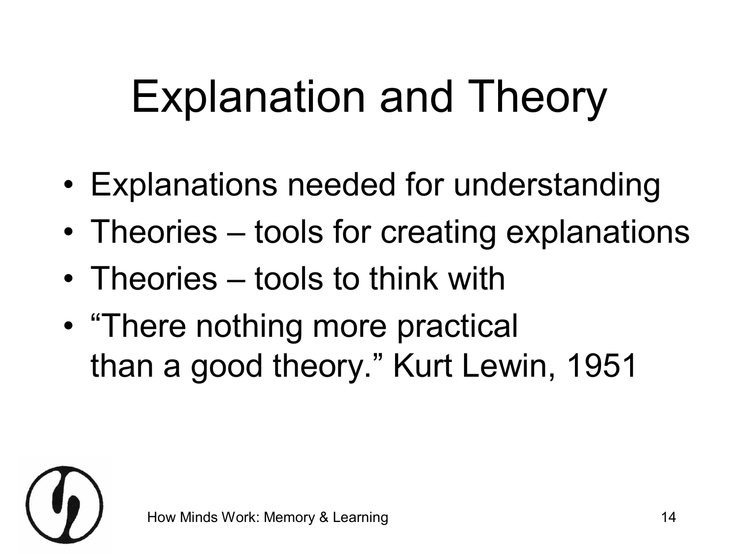# Explanation and Theory

- Explanations needed for understanding
- Theories – tools for creating explanations
- Theories – tools to think with
- "There nothing more practical than a good theory." Kurt Lewin, 1951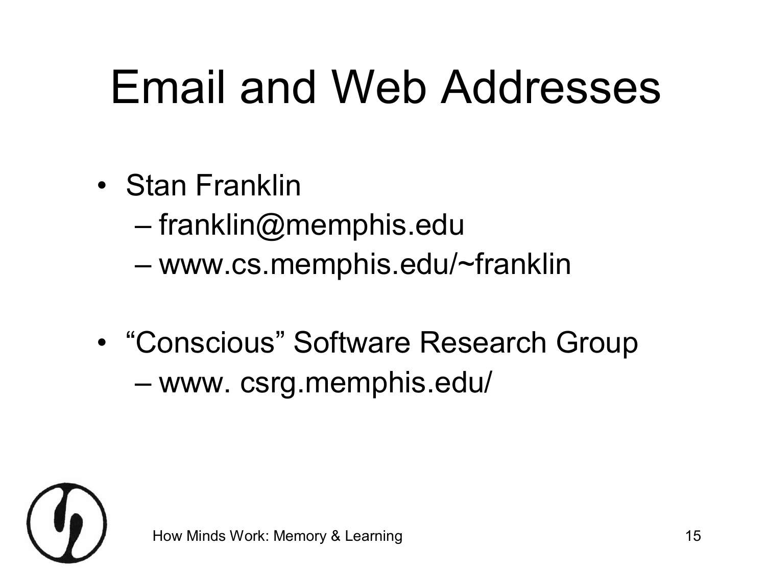# Email and Web Addresses

- Stan Franklin
  - franklin@memphis.edu
  - www.cs.memphis.edu/~franklin
- "Conscious" Software Research Group
  - www. csrg.memphis.edu/